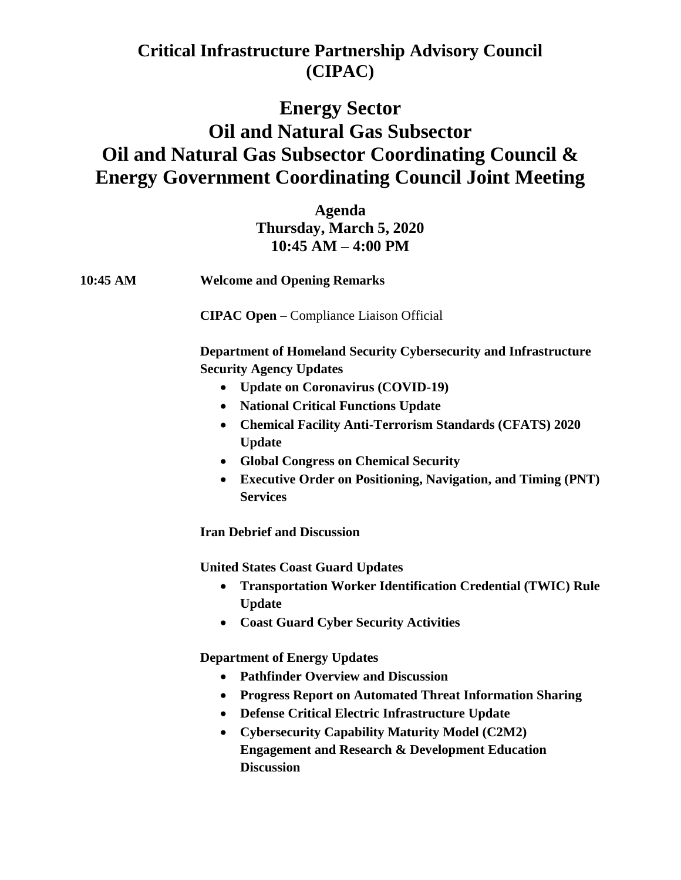# Critical Infrastructure Partnership Advisory Council (CIPAC)

## Energy Sector
## Oil and Natural Gas Subsector
## Oil and Natural Gas Subsector Coordinating Council & Energy Government Coordinating Council Joint Meeting

**Agenda**
**Thursday, March 5, 2020**
**10:45 AM – 4:00 PM**

**10:45 AM** **Welcome and Opening Remarks**

**CIPAC Open** – Compliance Liaison Official

**Department of Homeland Security Cybersecurity and Infrastructure Security Agency Updates**

- **Update on Coronavirus (COVID-19)**
- **National Critical Functions Update**
- **Chemical Facility Anti-Terrorism Standards (CFATS) 2020 Update**
- **Global Congress on Chemical Security**
- **Executive Order on Positioning, Navigation, and Timing (PNT) Services**

**Iran Debrief and Discussion**

**United States Coast Guard Updates**

- **Transportation Worker Identification Credential (TWIC) Rule Update**
- **Coast Guard Cyber Security Activities**

**Department of Energy Updates**

- **Pathfinder Overview and Discussion**
- **Progress Report on Automated Threat Information Sharing**
- **Defense Critical Electric Infrastructure Update**
- **Cybersecurity Capability Maturity Model (C2M2) Engagement and Research & Development Education Discussion**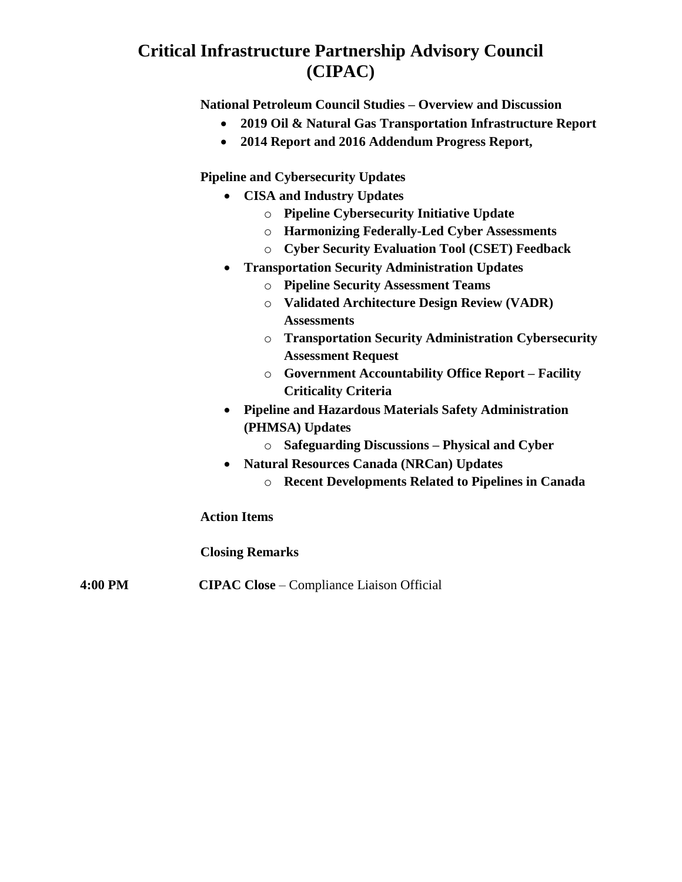# Critical Infrastructure Partnership Advisory Council (CIPAC)

**National Petroleum Council Studies – Overview and Discussion**

- **2019 Oil & Natural Gas Transportation Infrastructure Report**
- **2014 Report and 2016 Addendum Progress Report,**

**Pipeline and Cybersecurity Updates**

- **CISA and Industry Updates**
  - **Pipeline Cybersecurity Initiative Update**
  - **Harmonizing Federally-Led Cyber Assessments**
  - **Cyber Security Evaluation Tool (CSET) Feedback**
- **Transportation Security Administration Updates**
  - **Pipeline Security Assessment Teams**
  - **Validated Architecture Design Review (VADR) Assessments**
  - **Transportation Security Administration Cybersecurity Assessment Request**
  - **Government Accountability Office Report – Facility Criticality Criteria**
- **Pipeline and Hazardous Materials Safety Administration (PHMSA) Updates**
  - **Safeguarding Discussions – Physical and Cyber**
- **Natural Resources Canada (NRCan) Updates**
  - **Recent Developments Related to Pipelines in Canada**

**Action Items**

**Closing Remarks**

**4:00 PM** **CIPAC Close** – Compliance Liaison Official